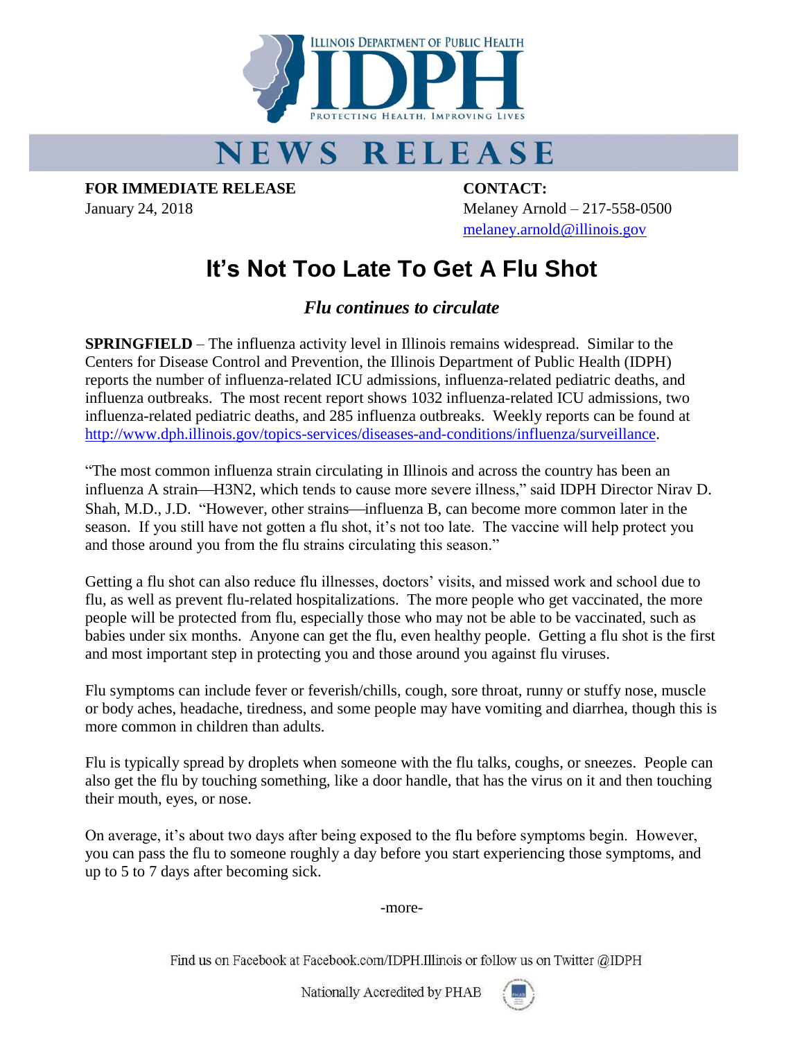ILLINOIS DEPARTMENT OF PUBLIC HEALTH

IDPH

PROTECTING HEALTH, IMPROVING LIVES

# NEWS RELEASE

**FOR IMMEDIATE RELEASE**
January 24, 2018

**CONTACT:**
Melaney Arnold – 217-558-0500
melaney.arnold@illinois.gov

# It's Not Too Late To Get A Flu Shot

## *Flu continues to circulate*

**SPRINGFIELD** – The influenza activity level in Illinois remains widespread. Similar to the Centers for Disease Control and Prevention, the Illinois Department of Public Health (IDPH) reports the number of influenza-related ICU admissions, influenza-related pediatric deaths, and influenza outbreaks. The most recent report shows 1032 influenza-related ICU admissions, two influenza-related pediatric deaths, and 285 influenza outbreaks. Weekly reports can be found at http://www.dph.illinois.gov/topics-services/diseases-and-conditions/influenza/surveillance.

"The most common influenza strain circulating in Illinois and across the country has been an influenza A strain—H3N2, which tends to cause more severe illness," said IDPH Director Nirav D. Shah, M.D., J.D. "However, other strains—influenza B, can become more common later in the season. If you still have not gotten a flu shot, it's not too late. The vaccine will help protect you and those around you from the flu strains circulating this season."

Getting a flu shot can also reduce flu illnesses, doctors' visits, and missed work and school due to flu, as well as prevent flu-related hospitalizations. The more people who get vaccinated, the more people will be protected from flu, especially those who may not be able to be vaccinated, such as babies under six months. Anyone can get the flu, even healthy people. Getting a flu shot is the first and most important step in protecting you and those around you against flu viruses.

Flu symptoms can include fever or feverish/chills, cough, sore throat, runny or stuffy nose, muscle or body aches, headache, tiredness, and some people may have vomiting and diarrhea, though this is more common in children than adults.

Flu is typically spread by droplets when someone with the flu talks, coughs, or sneezes. People can also get the flu by touching something, like a door handle, that has the virus on it and then touching their mouth, eyes, or nose.

On average, it's about two days after being exposed to the flu before symptoms begin. However, you can pass the flu to someone roughly a day before you start experiencing those symptoms, and up to 5 to 7 days after becoming sick.

-more-

Find us on Facebook at Facebook.com/IDPH.Illinois or follow us on Twitter @IDPH

Nationally Accredited by PHAB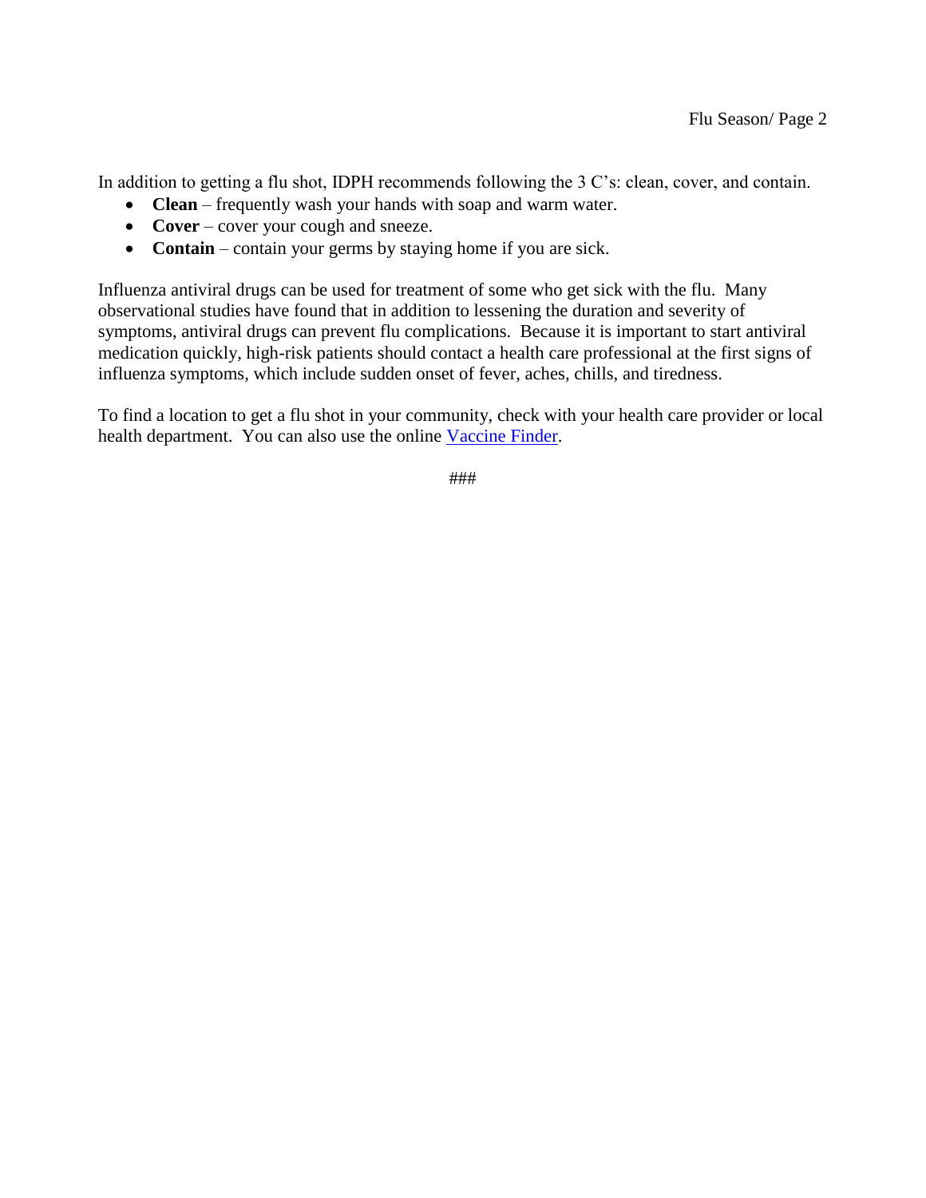In addition to getting a flu shot, IDPH recommends following the 3 C's: clean, cover, and contain.

- **Clean** – frequently wash your hands with soap and warm water.
- **Cover** – cover your cough and sneeze.
- **Contain** – contain your germs by staying home if you are sick.

Influenza antiviral drugs can be used for treatment of some who get sick with the flu. Many observational studies have found that in addition to lessening the duration and severity of symptoms, antiviral drugs can prevent flu complications. Because it is important to start antiviral medication quickly, high-risk patients should contact a health care professional at the first signs of influenza symptoms, which include sudden onset of fever, aches, chills, and tiredness.

To find a location to get a flu shot in your community, check with your health care provider or local health department. You can also use the online Vaccine Finder.

###